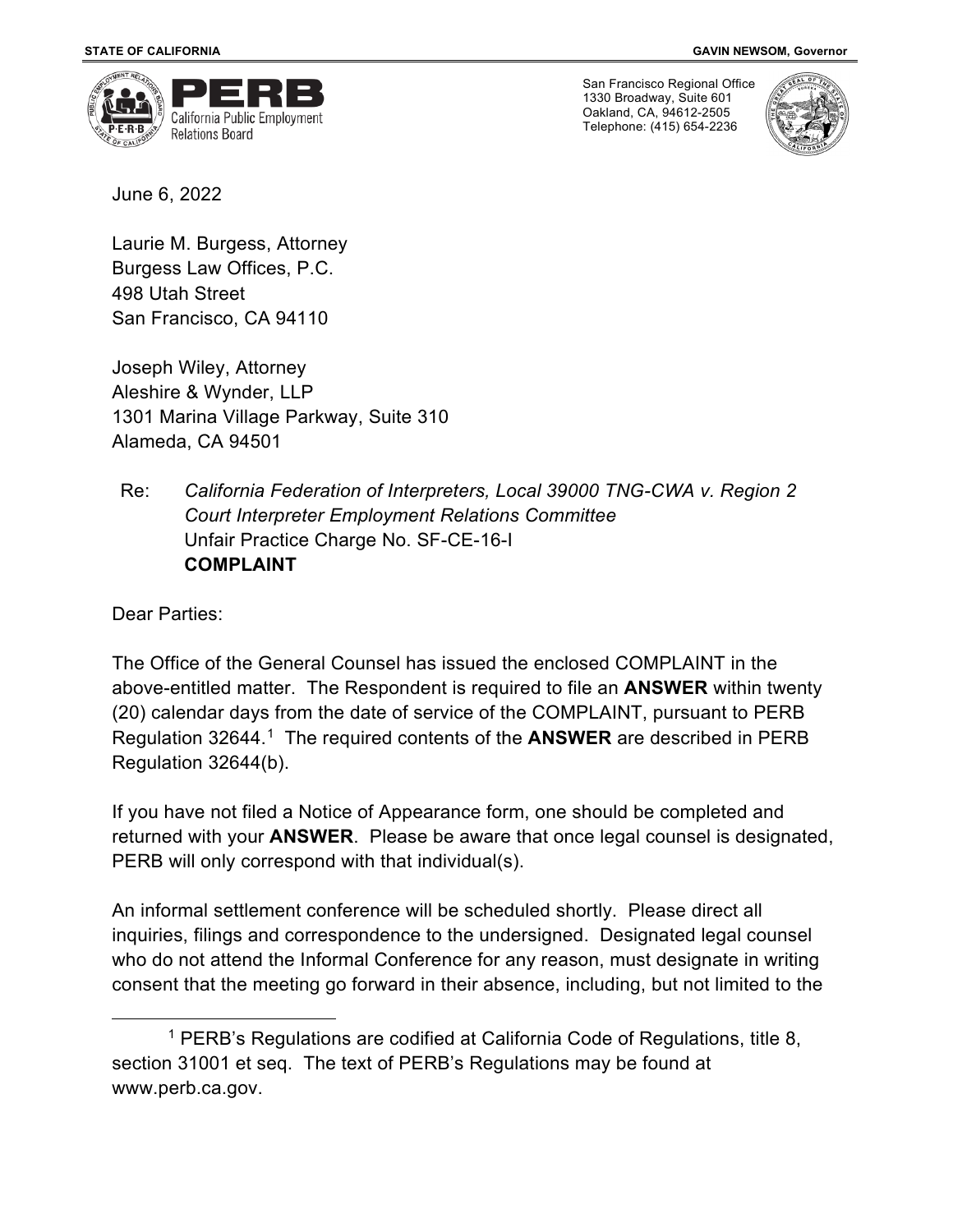**STATE OF CALIFORNIA** **GAVIN NEWSOM, Governor**

**PERB** California Public Employment Relations Board

San Francisco Regional Office
1330 Broadway, Suite 601
Oakland, CA, 94612-2505
Telephone: (415) 654-2236

June 6, 2022

Laurie M. Burgess, Attorney
Burgess Law Offices, P.C.
498 Utah Street
San Francisco, CA 94110

Joseph Wiley, Attorney
Aleshire & Wynder, LLP
1301 Marina Village Parkway, Suite 310
Alameda, CA 94501

Re: *California Federation of Interpreters, Local 39000 TNG-CWA v. Region 2 Court Interpreter Employment Relations Committee*
Unfair Practice Charge No. SF-CE-16-I
**COMPLAINT**

Dear Parties:

The Office of the General Counsel has issued the enclosed COMPLAINT in the above-entitled matter. The Respondent is required to file an **ANSWER** within twenty (20) calendar days from the date of service of the COMPLAINT, pursuant to PERB Regulation 32644.[1] The required contents of the **ANSWER** are described in PERB Regulation 32644(b).

If you have not filed a Notice of Appearance form, one should be completed and returned with your **ANSWER**. Please be aware that once legal counsel is designated, PERB will only correspond with that individual(s).

An informal settlement conference will be scheduled shortly. Please direct all inquiries, filings and correspondence to the undersigned. Designated legal counsel who do not attend the Informal Conference for any reason, must designate in writing consent that the meeting go forward in their absence, including, but not limited to the

---

[1] PERB's Regulations are codified at California Code of Regulations, title 8, section 31001 et seq. The text of PERB's Regulations may be found at www.perb.ca.gov.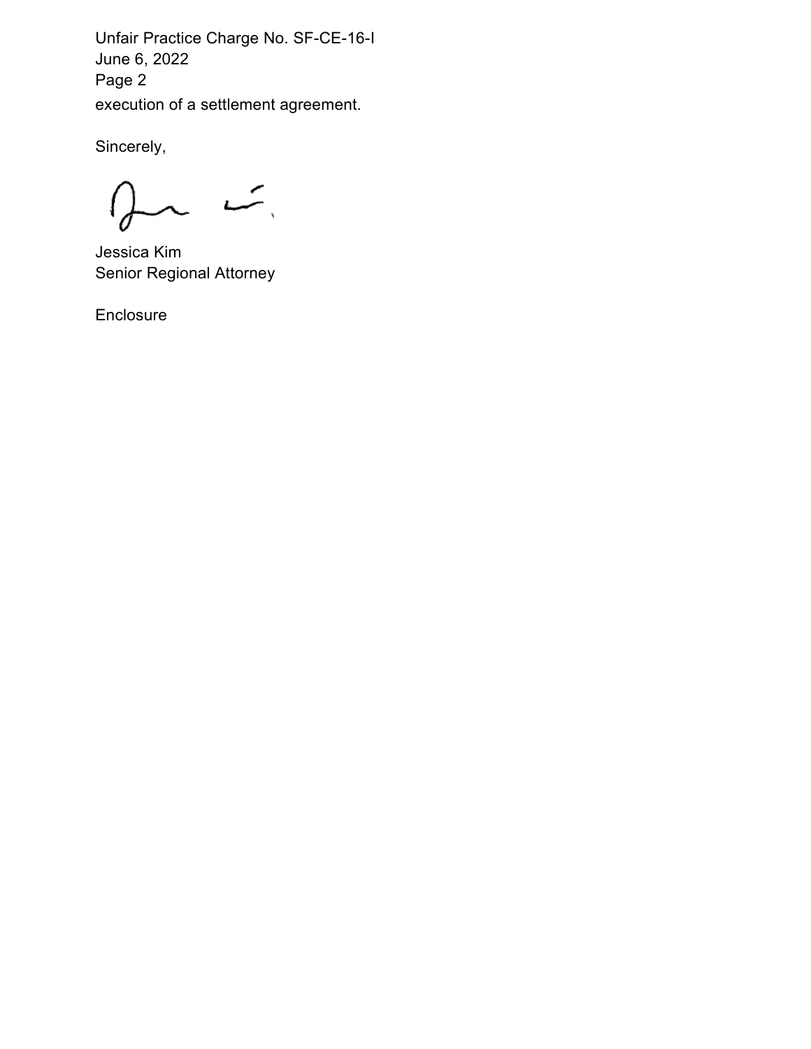execution of a settlement agreement.

Sincerely,

Jessica Kim
Senior Regional Attorney

Enclosure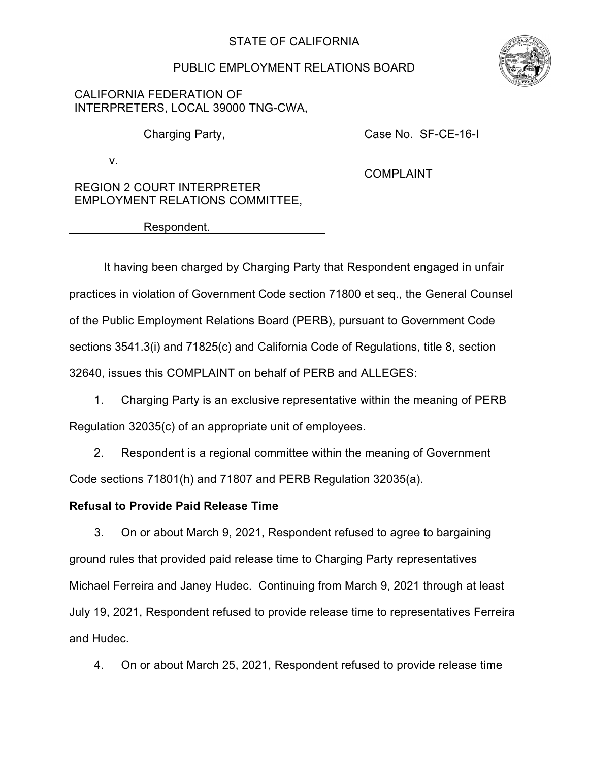STATE OF CALIFORNIA

PUBLIC EMPLOYMENT RELATIONS BOARD

| | |
|---|---|
| CALIFORNIA FEDERATION OF INTERPRETERS, LOCAL 39000 TNG-CWA,<br><br>Charging Party,<br><br>v.<br><br>REGION 2 COURT INTERPRETER EMPLOYMENT RELATIONS COMMITTEE,<br><br>Respondent. | Case No. SF-CE-16-I<br><br>COMPLAINT |

It having been charged by Charging Party that Respondent engaged in unfair practices in violation of Government Code section 71800 et seq., the General Counsel of the Public Employment Relations Board (PERB), pursuant to Government Code sections 3541.3(i) and 71825(c) and California Code of Regulations, title 8, section 32640, issues this COMPLAINT on behalf of PERB and ALLEGES:

1. Charging Party is an exclusive representative within the meaning of PERB Regulation 32035(c) of an appropriate unit of employees.

2. Respondent is a regional committee within the meaning of Government Code sections 71801(h) and 71807 and PERB Regulation 32035(a).

**Refusal to Provide Paid Release Time**

3. On or about March 9, 2021, Respondent refused to agree to bargaining ground rules that provided paid release time to Charging Party representatives Michael Ferreira and Janey Hudec. Continuing from March 9, 2021 through at least July 19, 2021, Respondent refused to provide release time to representatives Ferreira and Hudec.

4. On or about March 25, 2021, Respondent refused to provide release time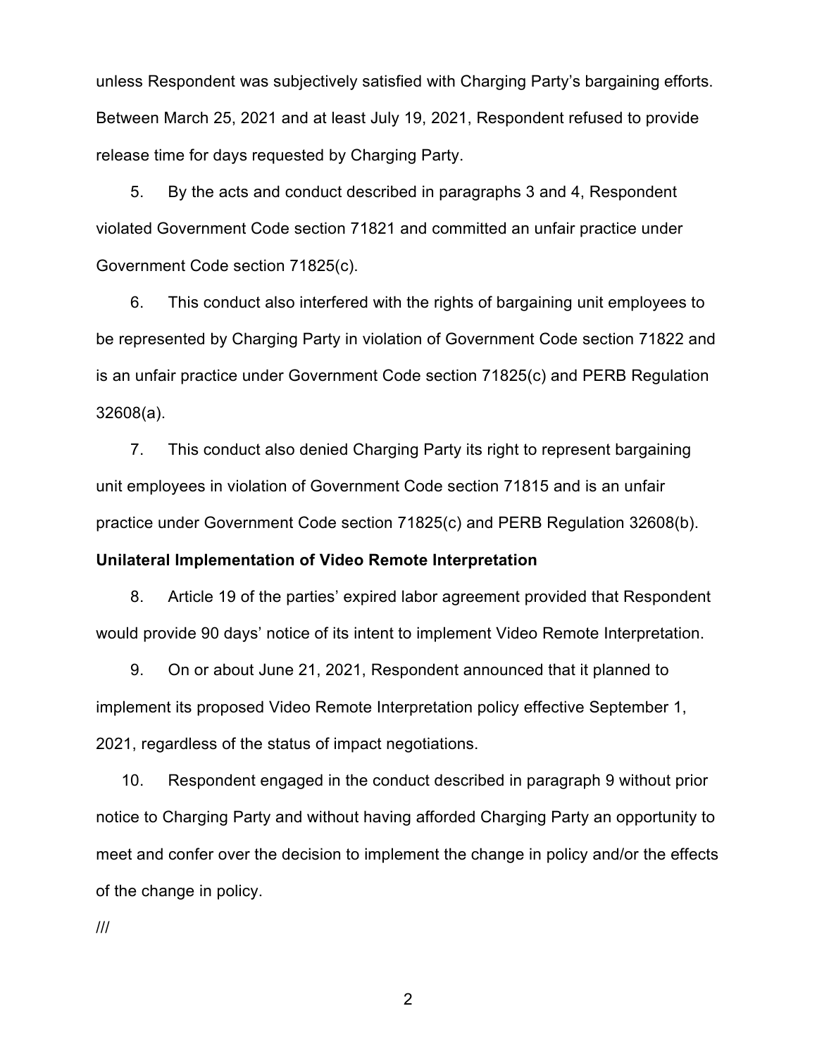unless Respondent was subjectively satisfied with Charging Party's bargaining efforts. Between March 25, 2021 and at least July 19, 2021, Respondent refused to provide release time for days requested by Charging Party.

5. By the acts and conduct described in paragraphs 3 and 4, Respondent violated Government Code section 71821 and committed an unfair practice under Government Code section 71825(c).

6. This conduct also interfered with the rights of bargaining unit employees to be represented by Charging Party in violation of Government Code section 71822 and is an unfair practice under Government Code section 71825(c) and PERB Regulation 32608(a).

7. This conduct also denied Charging Party its right to represent bargaining unit employees in violation of Government Code section 71815 and is an unfair practice under Government Code section 71825(c) and PERB Regulation 32608(b).

**Unilateral Implementation of Video Remote Interpretation**

8. Article 19 of the parties' expired labor agreement provided that Respondent would provide 90 days' notice of its intent to implement Video Remote Interpretation.

9. On or about June 21, 2021, Respondent announced that it planned to implement its proposed Video Remote Interpretation policy effective September 1, 2021, regardless of the status of impact negotiations.

10. Respondent engaged in the conduct described in paragraph 9 without prior notice to Charging Party and without having afforded Charging Party an opportunity to meet and confer over the decision to implement the change in policy and/or the effects of the change in policy.

///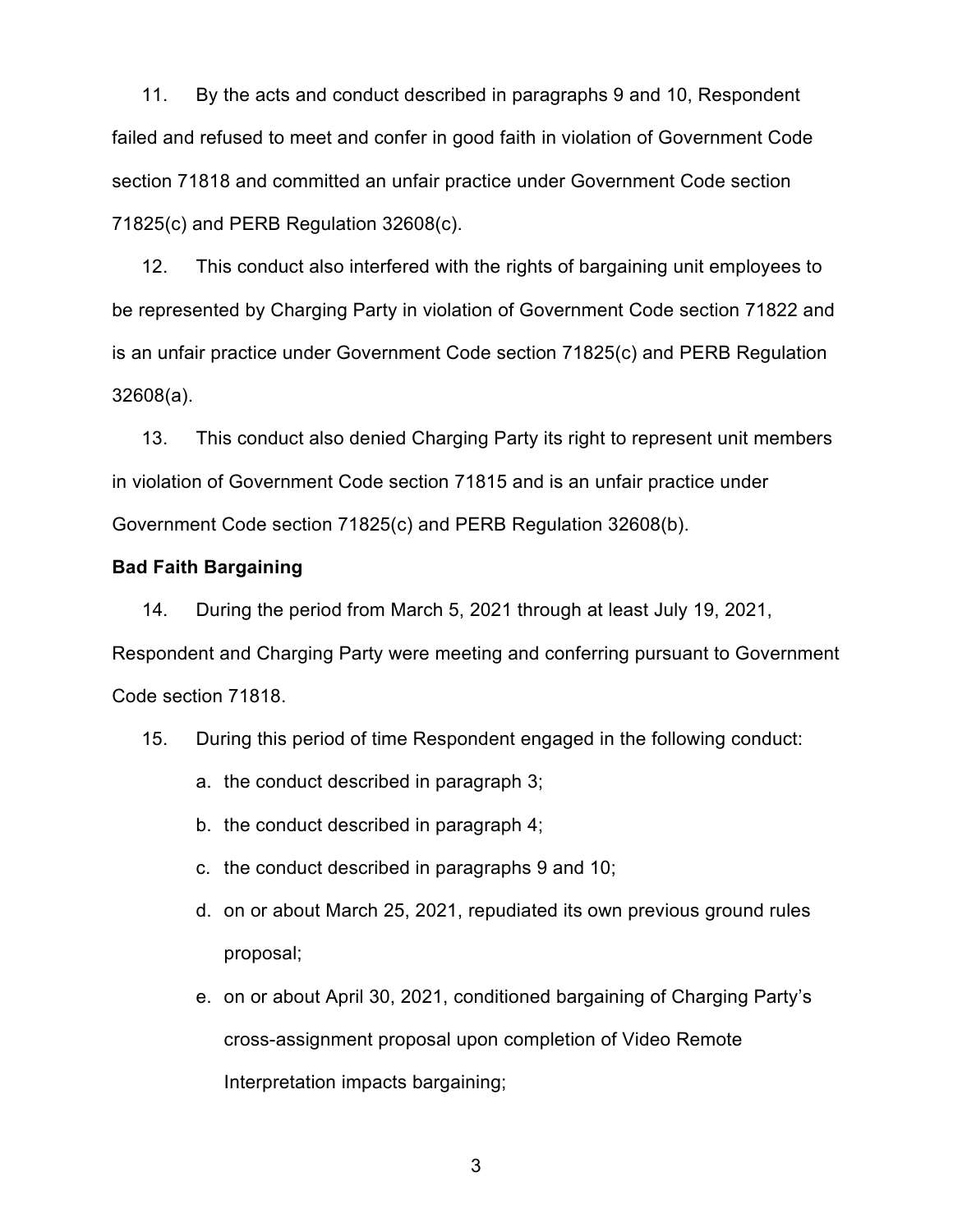11. By the acts and conduct described in paragraphs 9 and 10, Respondent failed and refused to meet and confer in good faith in violation of Government Code section 71818 and committed an unfair practice under Government Code section 71825(c) and PERB Regulation 32608(c).

12. This conduct also interfered with the rights of bargaining unit employees to be represented by Charging Party in violation of Government Code section 71822 and is an unfair practice under Government Code section 71825(c) and PERB Regulation 32608(a).

13. This conduct also denied Charging Party its right to represent unit members in violation of Government Code section 71815 and is an unfair practice under Government Code section 71825(c) and PERB Regulation 32608(b).

**Bad Faith Bargaining**

14. During the period from March 5, 2021 through at least July 19, 2021, Respondent and Charging Party were meeting and conferring pursuant to Government Code section 71818.

15. During this period of time Respondent engaged in the following conduct:

   a. the conduct described in paragraph 3;

   b. the conduct described in paragraph 4;

   c. the conduct described in paragraphs 9 and 10;

   d. on or about March 25, 2021, repudiated its own previous ground rules proposal;

   e. on or about April 30, 2021, conditioned bargaining of Charging Party's cross-assignment proposal upon completion of Video Remote Interpretation impacts bargaining;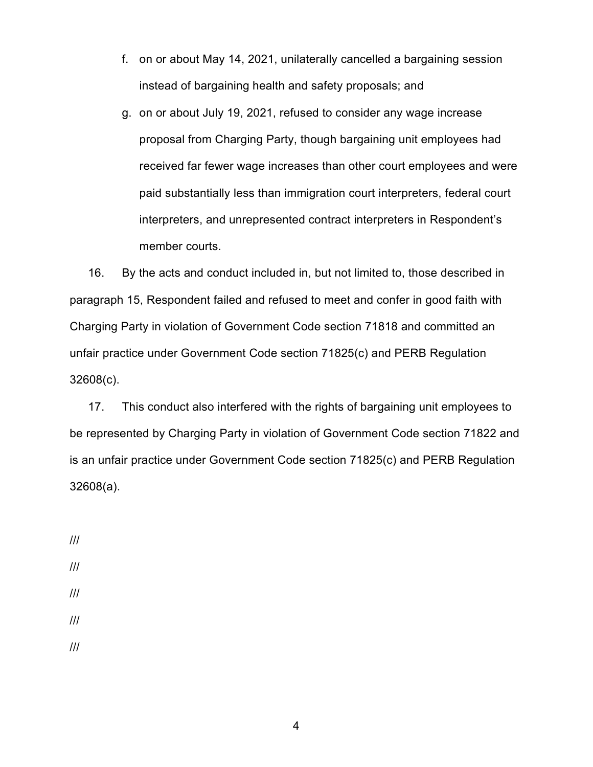f. on or about May 14, 2021, unilaterally cancelled a bargaining session instead of bargaining health and safety proposals; and

g. on or about July 19, 2021, refused to consider any wage increase proposal from Charging Party, though bargaining unit employees had received far fewer wage increases than other court employees and were paid substantially less than immigration court interpreters, federal court interpreters, and unrepresented contract interpreters in Respondent's member courts.

16. By the acts and conduct included in, but not limited to, those described in paragraph 15, Respondent failed and refused to meet and confer in good faith with Charging Party in violation of Government Code section 71818 and committed an unfair practice under Government Code section 71825(c) and PERB Regulation 32608(c).

17. This conduct also interfered with the rights of bargaining unit employees to be represented by Charging Party in violation of Government Code section 71822 and is an unfair practice under Government Code section 71825(c) and PERB Regulation 32608(a).

///

///

///

///

///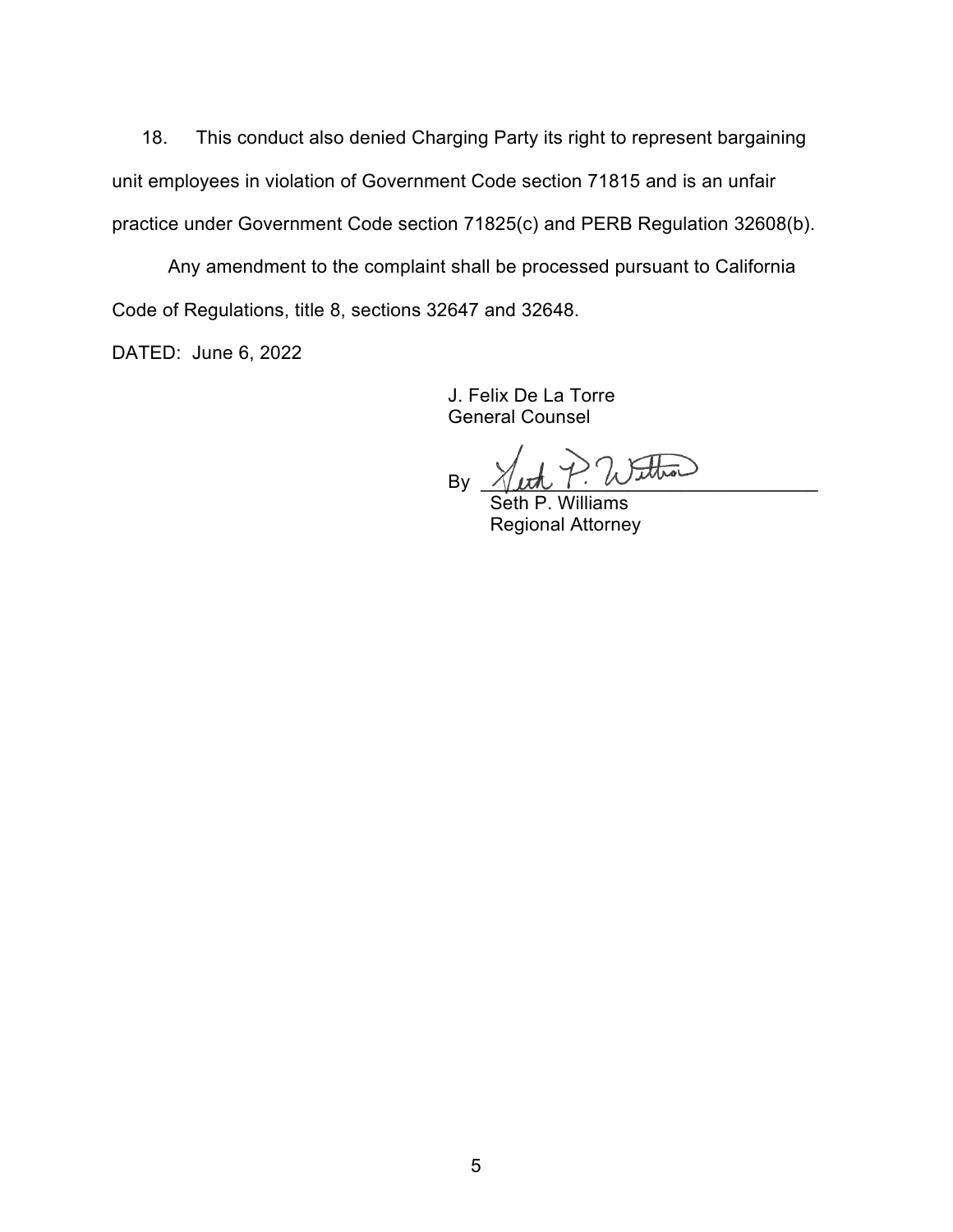18. This conduct also denied Charging Party its right to represent bargaining unit employees in violation of Government Code section 71815 and is an unfair practice under Government Code section 71825(c) and PERB Regulation 32608(b).

Any amendment to the complaint shall be processed pursuant to California Code of Regulations, title 8, sections 32647 and 32648.

DATED: June 6, 2022

J. Felix De La Torre
General Counsel

By ______________________________
Seth P. Williams
Regional Attorney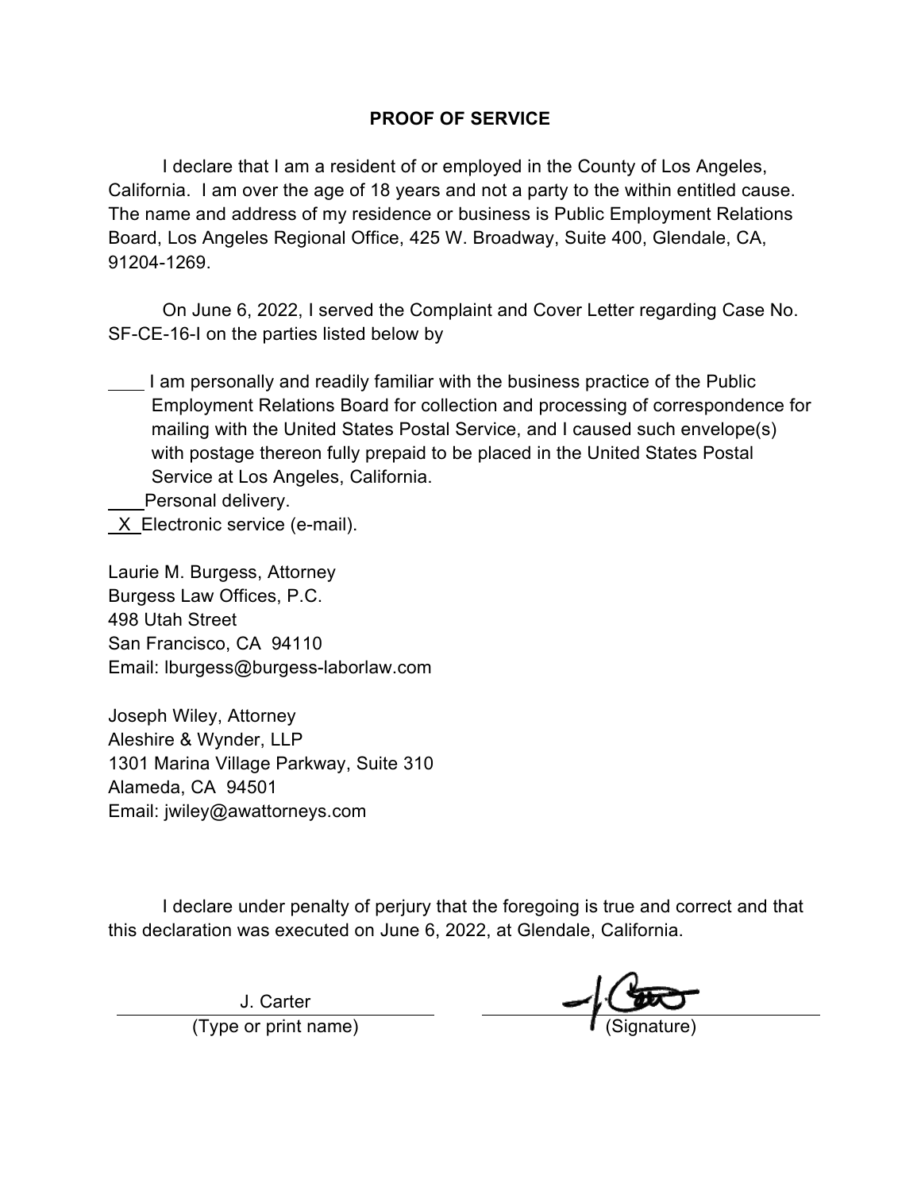## PROOF OF SERVICE

I declare that I am a resident of or employed in the County of Los Angeles, California. I am over the age of 18 years and not a party to the within entitled cause. The name and address of my residence or business is Public Employment Relations Board, Los Angeles Regional Office, 425 W. Broadway, Suite 400, Glendale, CA, 91204-1269.

On June 6, 2022, I served the Complaint and Cover Letter regarding Case No. SF-CE-16-I on the parties listed below by

____ I am personally and readily familiar with the business practice of the Public Employment Relations Board for collection and processing of correspondence for mailing with the United States Postal Service, and I caused such envelope(s) with postage thereon fully prepaid to be placed in the United States Postal Service at Los Angeles, California.

____ Personal delivery.

_X_ Electronic service (e-mail).

Laurie M. Burgess, Attorney
Burgess Law Offices, P.C.
498 Utah Street
San Francisco, CA 94110
Email: lburgess@burgess-laborlaw.com

Joseph Wiley, Attorney
Aleshire & Wynder, LLP
1301 Marina Village Parkway, Suite 310
Alameda, CA 94501
Email: jwiley@awattorneys.com

I declare under penalty of perjury that the foregoing is true and correct and that this declaration was executed on June 6, 2022, at Glendale, California.

J. Carter
(Type or print name)

(Signature)